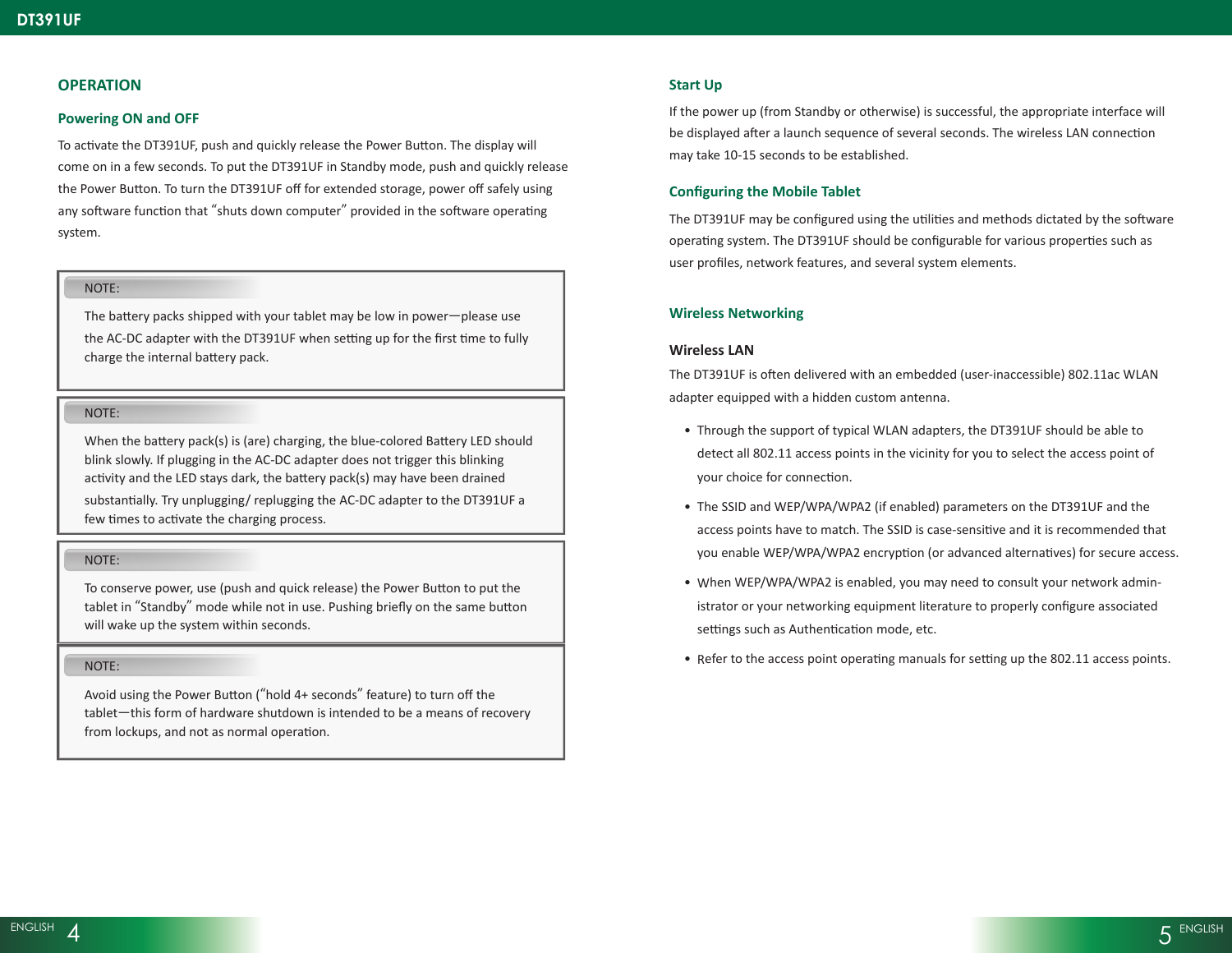# OPERATION

## Powering ON and OFF

To activate the DT391UF, push and quickly release the Power Button. The display will come on in a few seconds. To put the DT391UF in Standby mode, push and quickly release the Power Button. To turn the DT391UF off for extended storage, power off safely using any software function that “shuts down computer” provided in the software operating system.

> NOTE:
>
> The battery packs shipped with your tablet may be low in power—please use the AC-DC adapter with the DT391UF when setting up for the first time to fully charge the internal battery pack.

> NOTE:
>
> When the battery pack(s) is (are) charging, the blue-colored Battery LED should blink slowly. If plugging in the AC-DC adapter does not trigger this blinking activity and the LED stays dark, the battery pack(s) may have been drained substantially. Try unplugging/ replugging the AC-DC adapter to the DT391UF a few times to activate the charging process.

> NOTE:
>
> To conserve power, use (push and quick release) the Power Button to put the tablet in “Standby” mode while not in use. Pushing briefly on the same button will wake up the system within seconds.

> NOTE:
>
> Avoid using the Power Button (“hold 4+ seconds” feature) to turn off the tablet—this form of hardware shutdown is intended to be a means of recovery from lockups, and not as normal operation.

## Start Up

If the power up (from Standby or otherwise) is successful, the appropriate interface will be displayed after a launch sequence of several seconds. The wireless LAN connection may take 10-15 seconds to be established.

## Configuring the Mobile Tablet

The DT391UF may be configured using the utilities and methods dictated by the software operating system. The DT391UF should be configurable for various properties such as user profiles, network features, and several system elements.

## Wireless Networking

### Wireless LAN

The DT391UF is often delivered with an embedded (user-inaccessible) 802.11ac WLAN adapter equipped with a hidden custom antenna.

- Through the support of typical WLAN adapters, the DT391UF should be able to detect all 802.11 access points in the vicinity for you to select the access point of your choice for connection.
- The SSID and WEP/WPA/WPA2 (if enabled) parameters on the DT391UF and the access points have to match. The SSID is case-sensitive and it is recommended that you enable WEP/WPA/WPA2 encryption (or advanced alternatives) for secure access.
- When WEP/WPA/WPA2 is enabled, you may need to consult your network administrator or your networking equipment literature to properly configure associated settings such as Authentication mode, etc.
- Refer to the access point operating manuals for setting up the 802.11 access points.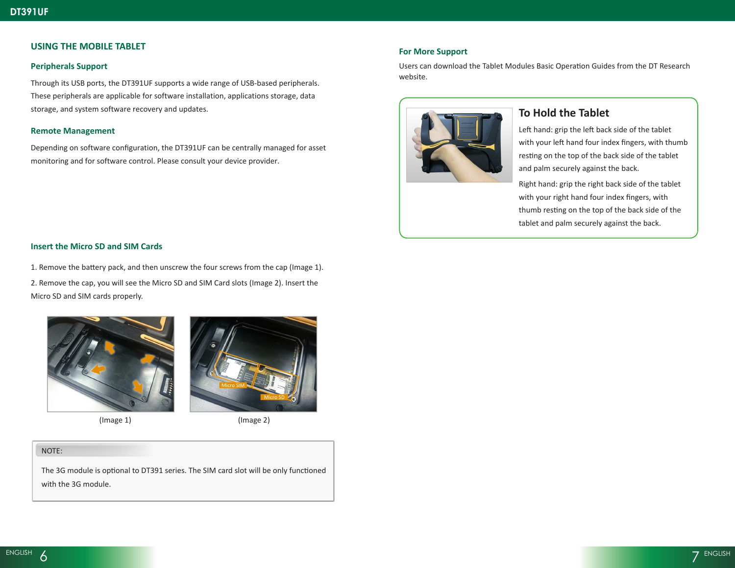## USING THE MOBILE TABLET

### Peripherals Support

Through its USB ports, the DT391UF supports a wide range of USB-based peripherals. These peripherals are applicable for software installation, applications storage, data storage, and system software recovery and updates.

### Remote Management

Depending on software configuration, the DT391UF can be centrally managed for asset monitoring and for software control. Please consult your device provider.

### Insert the Micro SD and SIM Cards

1. Remove the battery pack, and then unscrew the four screws from the cap (Image 1).

2. Remove the cap, you will see the Micro SD and SIM Card slots (Image 2). Insert the Micro SD and SIM cards properly.

(Image 1)

Micro SIM

Micro SD

(Image 2)

NOTE:

The 3G module is optional to DT391 series. The SIM card slot will be only functioned with the 3G module.

### For More Support

Users can download the Tablet Modules Basic Operation Guides from the DT Research website.

### To Hold the Tablet

Left hand: grip the left back side of the tablet with your left hand four index fingers, with thumb resting on the top of the back side of the tablet and palm securely against the back.

Right hand: grip the right back side of the tablet with your right hand four index fingers, with thumb resting on the top of the back side of the tablet and palm securely against the back.